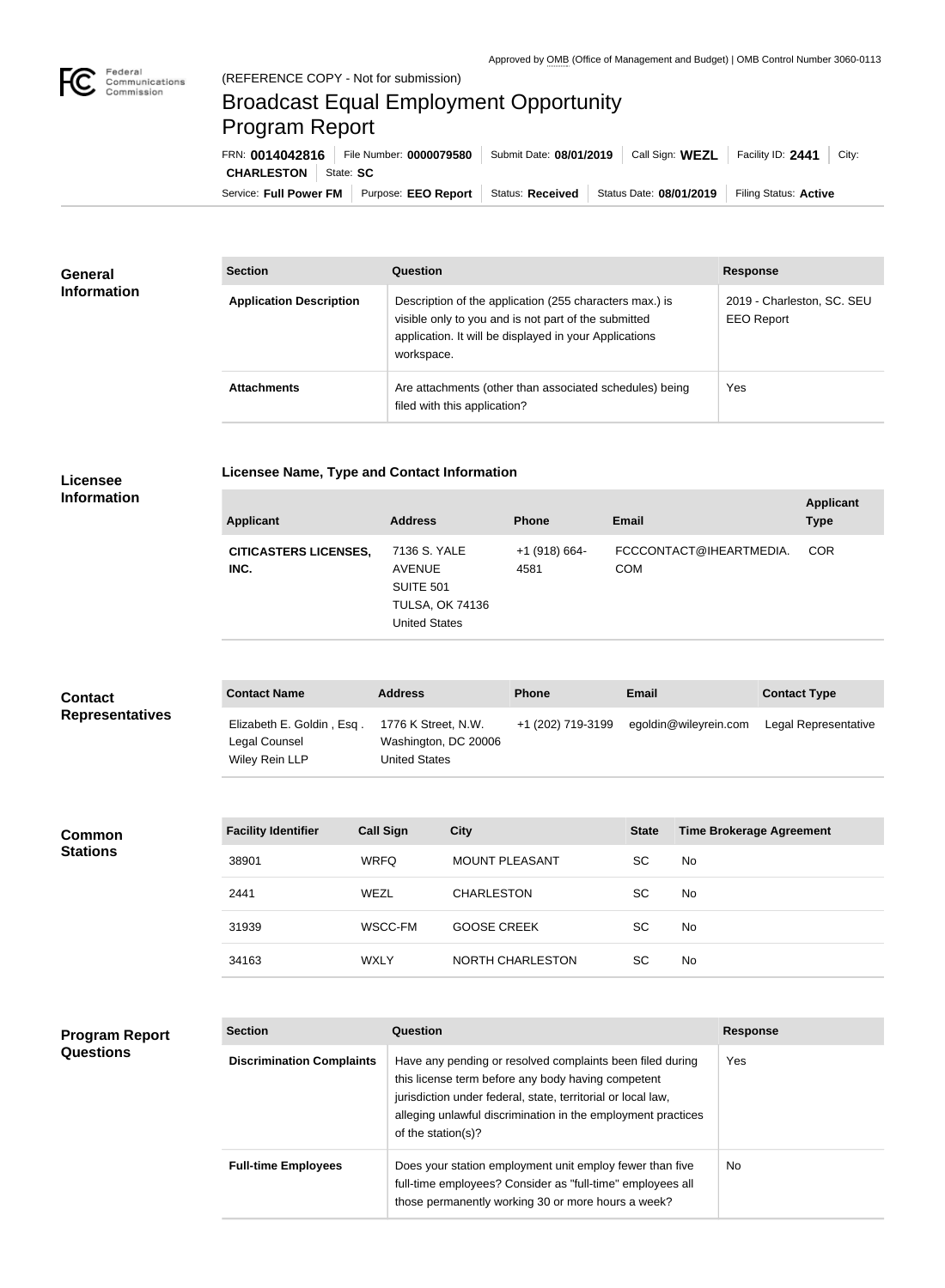Approved by OMB (Office of Management and Budget) | OMB Control Number 3060-0113

Federal Communications Commission

(REFERENCE COPY - Not for submission)

# Broadcast Equal Employment Opportunity Program Report

FRN: **0014042816** | File Number: **0000079580** | Submit Date: **08/01/2019** | Call Sign: **WEZL** | Facility ID: **2441** | City: **CHARLESTON** | State: **SC**

Service: **Full Power FM** | Purpose: **EEO Report** | Status: **Received** | Status Date: **08/01/2019** | Filing Status: **Active**

## General Information

| Section | Question | Response |
| --- | --- | --- |
| **Application Description** | Description of the application (255 characters max.) is visible only to you and is not part of the submitted application. It will be displayed in your Applications workspace. | 2019 - Charleston, SC. SEU EEO Report |
| **Attachments** | Are attachments (other than associated schedules) being filed with this application? | Yes |

## Licensee Information

### Licensee Name, Type and Contact Information

| Applicant | Address | Phone | Email | Applicant Type |
| --- | --- | --- | --- | --- |
| **CITICASTERS LICENSES, INC.** | 7136 S. YALE AVENUE SUITE 501 TULSA, OK 74136 United States | +1 (918) 664-4581 | FCCCONTACT@IHEARTMEDIA.COM | COR |

## Contact Representatives

| Contact Name | Address | Phone | Email | Contact Type |
| --- | --- | --- | --- | --- |
| Elizabeth E. Goldin , Esq . Legal Counsel Wiley Rein LLP | 1776 K Street, N.W. Washington, DC 20006 United States | +1 (202) 719-3199 | egoldin@wileyrein.com | Legal Representative |

## Common Stations

| Facility Identifier | Call Sign | City | State | Time Brokerage Agreement |
| --- | --- | --- | --- | --- |
| 38901 | WRFQ | MOUNT PLEASANT | SC | No |
| 2441 | WEZL | CHARLESTON | SC | No |
| 31939 | WSCC-FM | GOOSE CREEK | SC | No |
| 34163 | WXLY | NORTH CHARLESTON | SC | No |

## Program Report Questions

| Section | Question | Response |
| --- | --- | --- |
| **Discrimination Complaints** | Have any pending or resolved complaints been filed during this license term before any body having competent jurisdiction under federal, state, territorial or local law, alleging unlawful discrimination in the employment practices of the station(s)? | Yes |
| **Full-time Employees** | Does your station employment unit employ fewer than five full-time employees? Consider as "full-time" employees all those permanently working 30 or more hours a week? | No |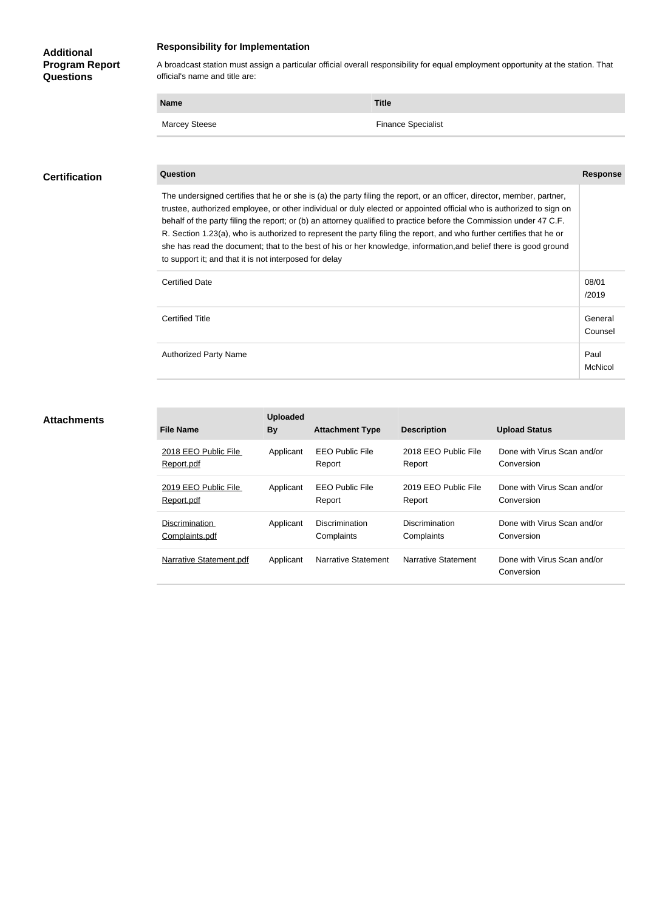## Additional Program Report Questions

### Responsibility for Implementation

A broadcast station must assign a particular official overall responsibility for equal employment opportunity at the station. That official's name and title are:

| Name | Title |
|---|---|
| Marcey Steese | Finance Specialist |

## Certification

| Question | Response |
|---|---|
| The undersigned certifies that he or she is (a) the party filing the report, or an officer, director, member, partner, trustee, authorized employee, or other individual or duly elected or appointed official who is authorized to sign on behalf of the party filing the report; or (b) an attorney qualified to practice before the Commission under 47 C.F. R. Section 1.23(a), who is authorized to represent the party filing the report, and who further certifies that he or she has read the document; that to the best of his or her knowledge, information,and belief there is good ground to support it; and that it is not interposed for delay | |
| Certified Date | 08/01/2019 |
| Certified Title | General Counsel |
| Authorized Party Name | Paul McNicol |

## Attachments

| File Name | Uploaded By | Attachment Type | Description | Upload Status |
|---|---|---|---|---|
| 2018 EEO Public File Report.pdf | Applicant | EEO Public File Report | 2018 EEO Public File Report | Done with Virus Scan and/or Conversion |
| 2019 EEO Public File Report.pdf | Applicant | EEO Public File Report | 2019 EEO Public File Report | Done with Virus Scan and/or Conversion |
| Discrimination Complaints.pdf | Applicant | Discrimination Complaints | Discrimination Complaints | Done with Virus Scan and/or Conversion |
| Narrative Statement.pdf | Applicant | Narrative Statement | Narrative Statement | Done with Virus Scan and/or Conversion |